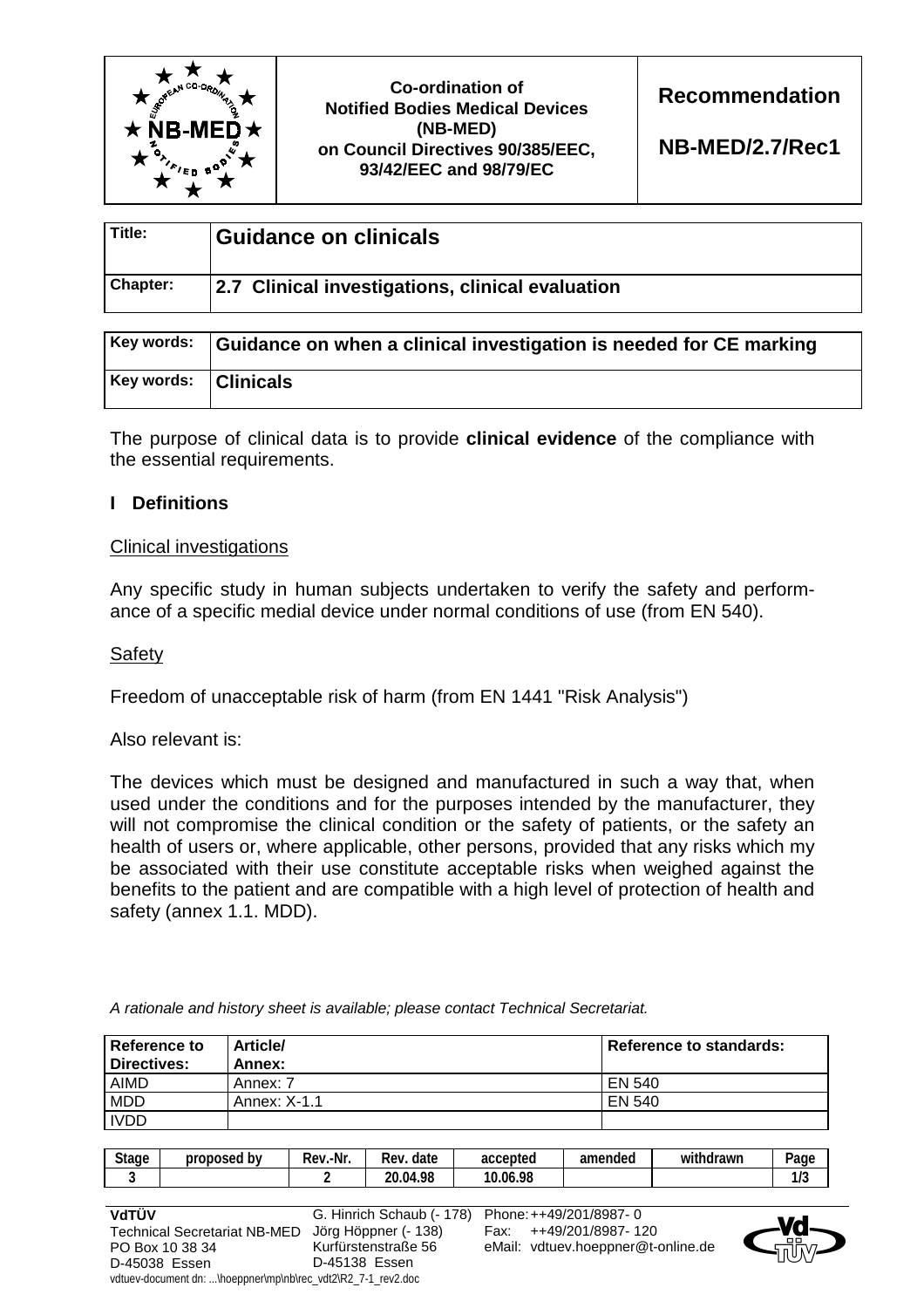| | Co-ordination of Notified Bodies Medical Devices (NB-MED) on Council Directives 90/385/EEC, 93/42/EEC and 98/79/EC | **Recommendation** **NB-MED/2.7/Rec1** |
|---|---|---|

| Title: | **Guidance on clinicals** |
|---|---|
| Chapter: | **2.7 Clinical investigations, clinical evaluation** |

| Key words: | **Guidance on when a clinical investigation is needed for CE marking** |
|---|---|
| Key words: | **Clinicals** |

The purpose of clinical data is to provide **clinical evidence** of the compliance with the essential requirements.

## I Definitions

Clinical investigations

Any specific study in human subjects undertaken to verify the safety and performance of a specific medial device under normal conditions of use (from EN 540).

Safety

Freedom of unacceptable risk of harm (from EN 1441 "Risk Analysis")

Also relevant is:

The devices which must be designed and manufactured in such a way that, when used under the conditions and for the purposes intended by the manufacturer, they will not compromise the clinical condition or the safety of patients, or the safety an health of users or, where applicable, other persons, provided that any risks which my be associated with their use constitute acceptable risks when weighed against the benefits to the patient and are compatible with a high level of protection of health and safety (annex 1.1. MDD).

*A rationale and history sheet is available; please contact Technical Secretariat.*

| Reference to Directives: | Article/ Annex: | Reference to standards: |
|---|---|---|
| AIMD | Annex: 7 | EN 540 |
| MDD | Annex: X-1.1 | EN 540 |
| IVDD | | |

| Stage | proposed by | Rev.-Nr. | Rev. date | accepted | amended | withdrawn |
|---|---|---|---|---|---|---|
| 3 | | 2 | 20.04.98 | 10.06.98 | | |

**VdTÜV**
Technical Secretariat NB-MED
PO Box 10 38 34
D-45038 Essen

G. Hinrich Schaub (- 178)
Jörg Höppner (- 138)
Kurfürstenstraße 56
D-45138 Essen

Phone: ++49/201/8987- 0
Fax: ++49/201/8987- 120
eMail: vdtuev.hoeppner@t-online.de

vdtuev-document dn: ...\hoeppner\mp\nb\rec_vdt2\R2_7-1_rev2.doc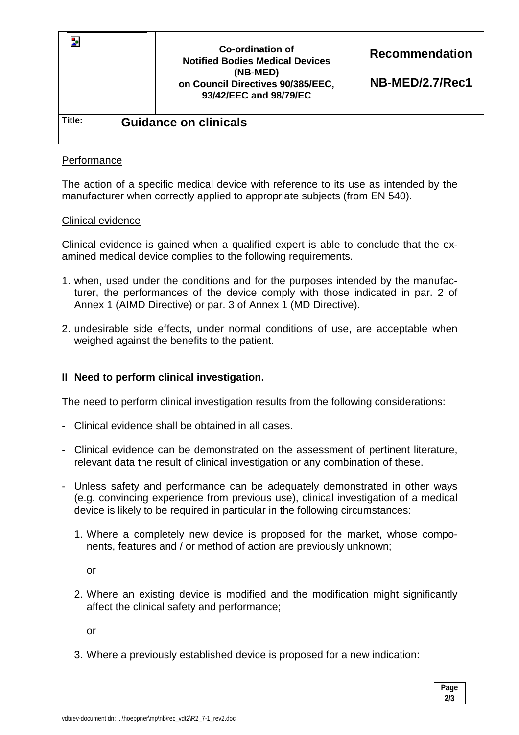Performance

The action of a specific medical device with reference to its use as intended by the manufacturer when correctly applied to appropriate subjects (from EN 540).

Clinical evidence

Clinical evidence is gained when a qualified expert is able to conclude that the examined medical device complies to the following requirements.

1. when, used under the conditions and for the purposes intended by the manufacturer, the performances of the device comply with those indicated in par. 2 of Annex 1 (AIMD Directive) or par. 3 of Annex 1 (MD Directive).

2. undesirable side effects, under normal conditions of use, are acceptable when weighed against the benefits to the patient.

## II Need to perform clinical investigation.

The need to perform clinical investigation results from the following considerations:

- Clinical evidence shall be obtained in all cases.

- Clinical evidence can be demonstrated on the assessment of pertinent literature, relevant data the result of clinical investigation or any combination of these.

- Unless safety and performance can be adequately demonstrated in other ways (e.g. convincing experience from previous use), clinical investigation of a medical device is likely to be required in particular in the following circumstances:

  1. Where a completely new device is proposed for the market, whose components, features and / or method of action are previously unknown;

     or

  2. Where an existing device is modified and the modification might significantly affect the clinical safety and performance;

     or

  3. Where a previously established device is proposed for a new indication: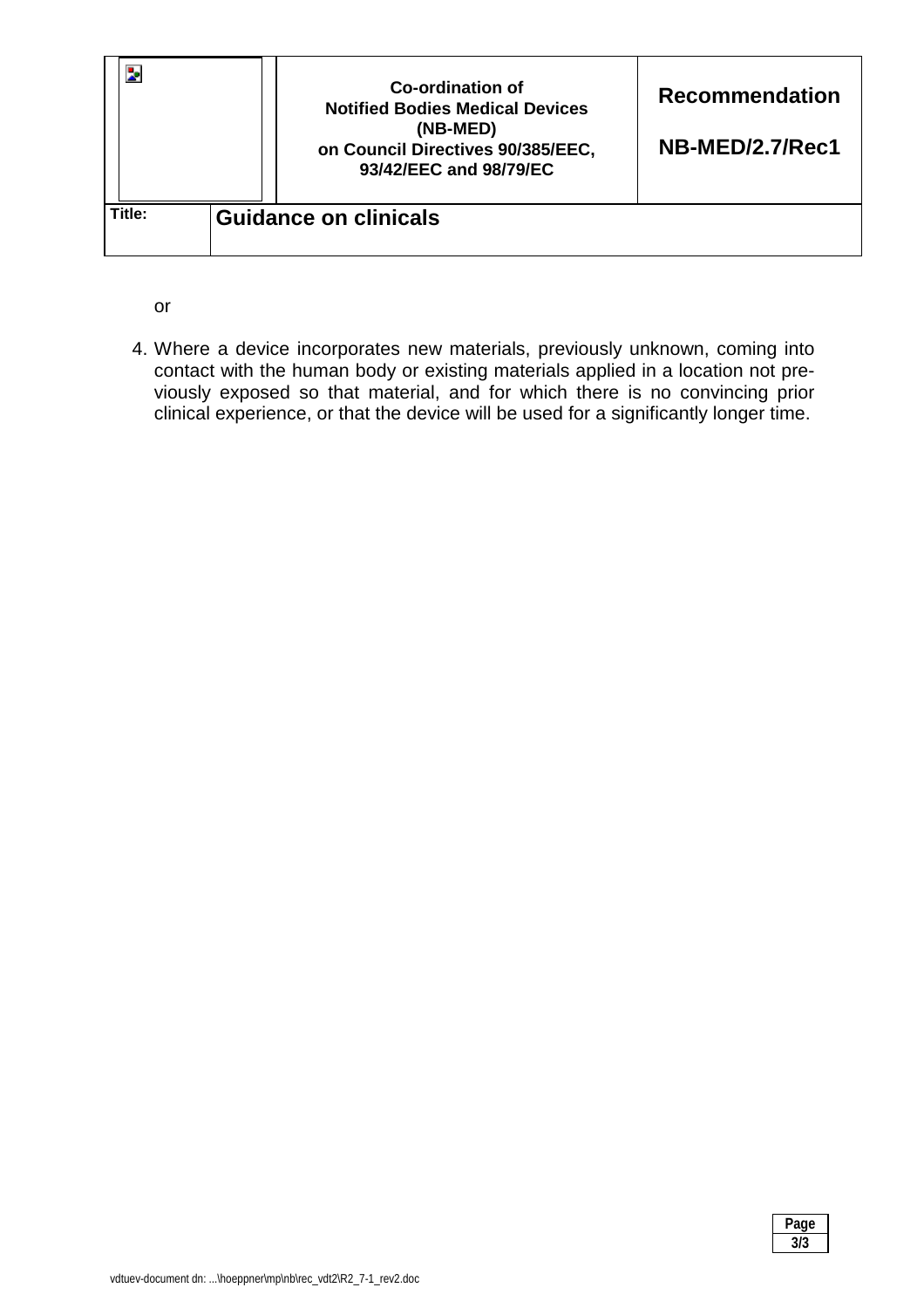or

4. Where a device incorporates new materials, previously unknown, coming into contact with the human body or existing materials applied in a location not previously exposed so that material, and for which there is no convincing prior clinical experience, or that the device will be used for a significantly longer time.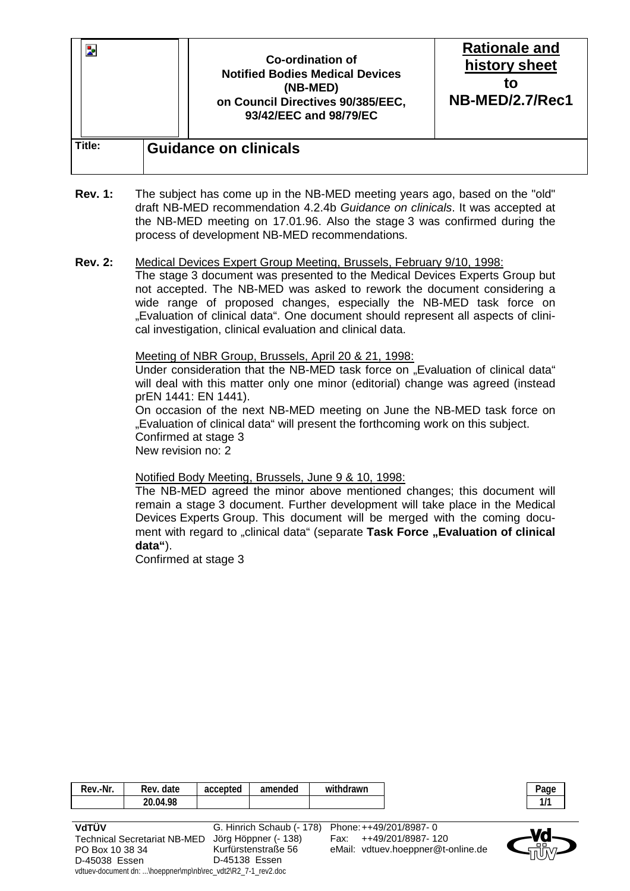| | Co-ordination of Notified Bodies Medical Devices (NB-MED) on Council Directives 90/385/EEC, 93/42/EEC and 98/79/EC | **Rationale and history sheet to NB-MED/2.7/Rec1** |
|---|---|---|
| **Title:** | **Guidance on clinicals** | |

**Rev. 1:** The subject has come up in the NB-MED meeting years ago, based on the "old" draft NB-MED recommendation 4.2.4b *Guidance on clinicals*. It was accepted at the NB-MED meeting on 17.01.96. Also the stage 3 was confirmed during the process of development NB-MED recommendations.

**Rev. 2:** Medical Devices Expert Group Meeting, Brussels, February 9/10, 1998:
The stage 3 document was presented to the Medical Devices Experts Group but not accepted. The NB-MED was asked to rework the document considering a wide range of proposed changes, especially the NB-MED task force on „Evaluation of clinical data". One document should represent all aspects of clinical investigation, clinical evaluation and clinical data.

Meeting of NBR Group, Brussels, April 20 & 21, 1998:
Under consideration that the NB-MED task force on „Evaluation of clinical data" will deal with this matter only one minor (editorial) change was agreed (instead prEN 1441: EN 1441).
On occasion of the next NB-MED meeting on June the NB-MED task force on „Evaluation of clinical data" will present the forthcoming work on this subject.
Confirmed at stage 3
New revision no: 2

Notified Body Meeting, Brussels, June 9 & 10, 1998:
The NB-MED agreed the minor above mentioned changes; this document will remain a stage 3 document. Further development will take place in the Medical Devices Experts Group. This document will be merged with the coming document with regard to „clinical data" (separate **Task Force „Evaluation of clinical data"**).
Confirmed at stage 3

| Rev.-Nr. | Rev. date | accepted | amended | withdrawn |
|---|---|---|---|---|
| | 20.04.98 | | | |

**VdTÜV**
Technical Secretariat NB-MED
PO Box 10 38 34
D-45038 Essen

G. Hinrich Schaub (- 178)
Jörg Höppner (- 138)
Kurfürstenstraße 56
D-45138 Essen

Phone: ++49/201/8987- 0
Fax: ++49/201/8987- 120
eMail: vdtuev.hoeppner@t-online.de

vdtuev-document dn: ...\hoeppner\mp\nb\rec_vdt2\R2_7-1_rev2.doc